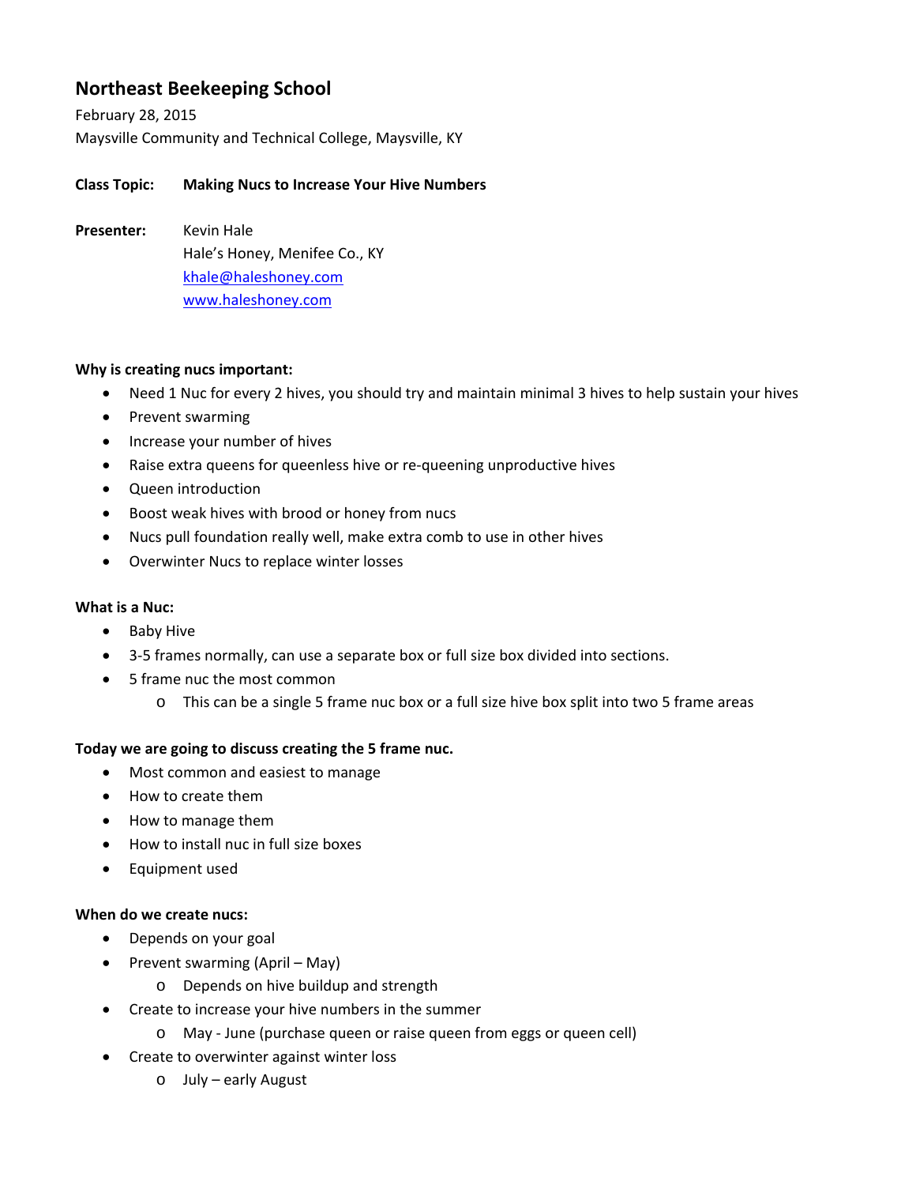# Northeast Beekeeping School

February 28, 2015
Maysville Community and Technical College, Maysville, KY

**Class Topic:** **Making Nucs to Increase Your Hive Numbers**

**Presenter:** Kevin Hale
Hale's Honey, Menifee Co., KY
khale@haleshoney.com
www.haleshoney.com

**Why is creating nucs important:**

- Need 1 Nuc for every 2 hives, you should try and maintain minimal 3 hives to help sustain your hives
- Prevent swarming
- Increase your number of hives
- Raise extra queens for queenless hive or re-queening unproductive hives
- Queen introduction
- Boost weak hives with brood or honey from nucs
- Nucs pull foundation really well, make extra comb to use in other hives
- Overwinter Nucs to replace winter losses

**What is a Nuc:**

- Baby Hive
- 3-5 frames normally, can use a separate box or full size box divided into sections.
- 5 frame nuc the most common
  - This can be a single 5 frame nuc box or a full size hive box split into two 5 frame areas

**Today we are going to discuss creating the 5 frame nuc.**

- Most common and easiest to manage
- How to create them
- How to manage them
- How to install nuc in full size boxes
- Equipment used

**When do we create nucs:**

- Depends on your goal
- Prevent swarming (April – May)
  - Depends on hive buildup and strength
- Create to increase your hive numbers in the summer
  - May - June (purchase queen or raise queen from eggs or queen cell)
- Create to overwinter against winter loss
  - July – early August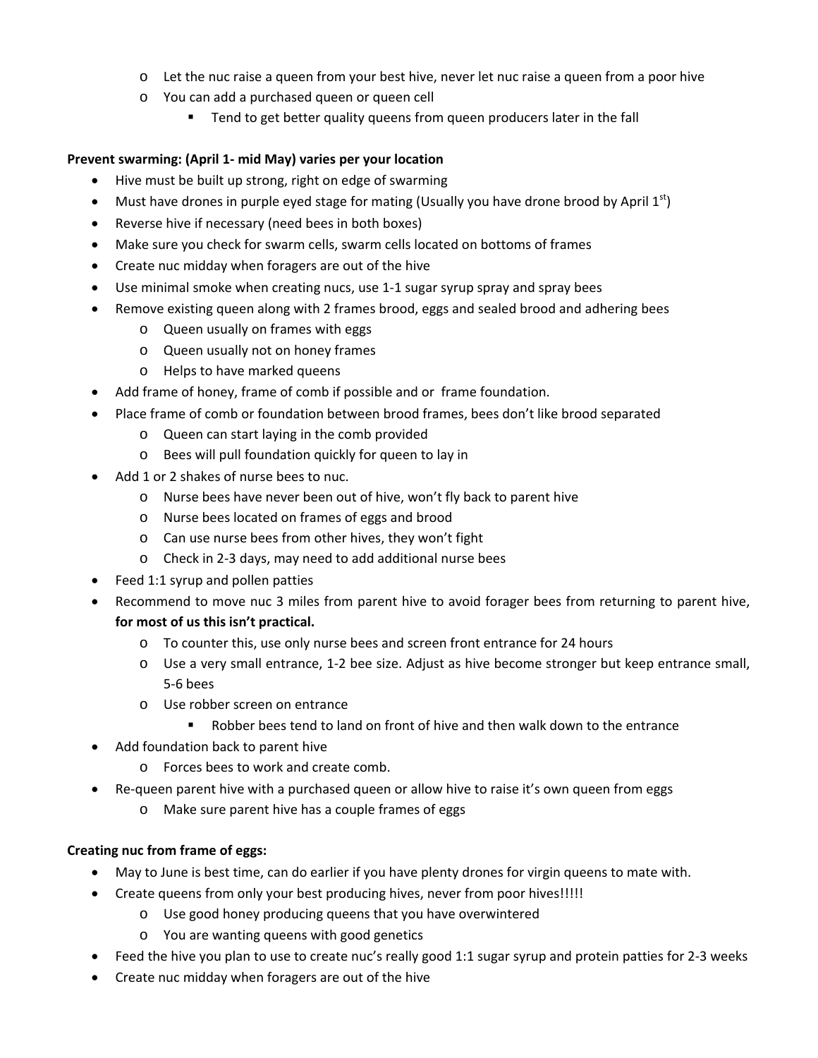- Let the nuc raise a queen from your best hive, never let nuc raise a queen from a poor hive
  - You can add a purchased queen or queen cell
    - Tend to get better quality queens from queen producers later in the fall

**Prevent swarming: (April 1- mid May) varies per your location**

- Hive must be built up strong, right on edge of swarming
- Must have drones in purple eyed stage for mating (Usually you have drone brood by April 1st)
- Reverse hive if necessary (need bees in both boxes)
- Make sure you check for swarm cells, swarm cells located on bottoms of frames
- Create nuc midday when foragers are out of the hive
- Use minimal smoke when creating nucs, use 1-1 sugar syrup spray and spray bees
- Remove existing queen along with 2 frames brood, eggs and sealed brood and adhering bees
  - Queen usually on frames with eggs
  - Queen usually not on honey frames
  - Helps to have marked queens
- Add frame of honey, frame of comb if possible and or frame foundation.
- Place frame of comb or foundation between brood frames, bees don't like brood separated
  - Queen can start laying in the comb provided
  - Bees will pull foundation quickly for queen to lay in
- Add 1 or 2 shakes of nurse bees to nuc.
  - Nurse bees have never been out of hive, won't fly back to parent hive
  - Nurse bees located on frames of eggs and brood
  - Can use nurse bees from other hives, they won't fight
  - Check in 2-3 days, may need to add additional nurse bees
- Feed 1:1 syrup and pollen patties
- Recommend to move nuc 3 miles from parent hive to avoid forager bees from returning to parent hive, **for most of us this isn't practical.**
  - To counter this, use only nurse bees and screen front entrance for 24 hours
  - Use a very small entrance, 1-2 bee size. Adjust as hive become stronger but keep entrance small, 5-6 bees
  - Use robber screen on entrance
    - Robber bees tend to land on front of hive and then walk down to the entrance
- Add foundation back to parent hive
  - Forces bees to work and create comb.
- Re-queen parent hive with a purchased queen or allow hive to raise it's own queen from eggs
  - Make sure parent hive has a couple frames of eggs

**Creating nuc from frame of eggs:**

- May to June is best time, can do earlier if you have plenty drones for virgin queens to mate with.
- Create queens from only your best producing hives, never from poor hives!!!!!
  - Use good honey producing queens that you have overwintered
  - You are wanting queens with good genetics
- Feed the hive you plan to use to create nuc's really good 1:1 sugar syrup and protein patties for 2-3 weeks
- Create nuc midday when foragers are out of the hive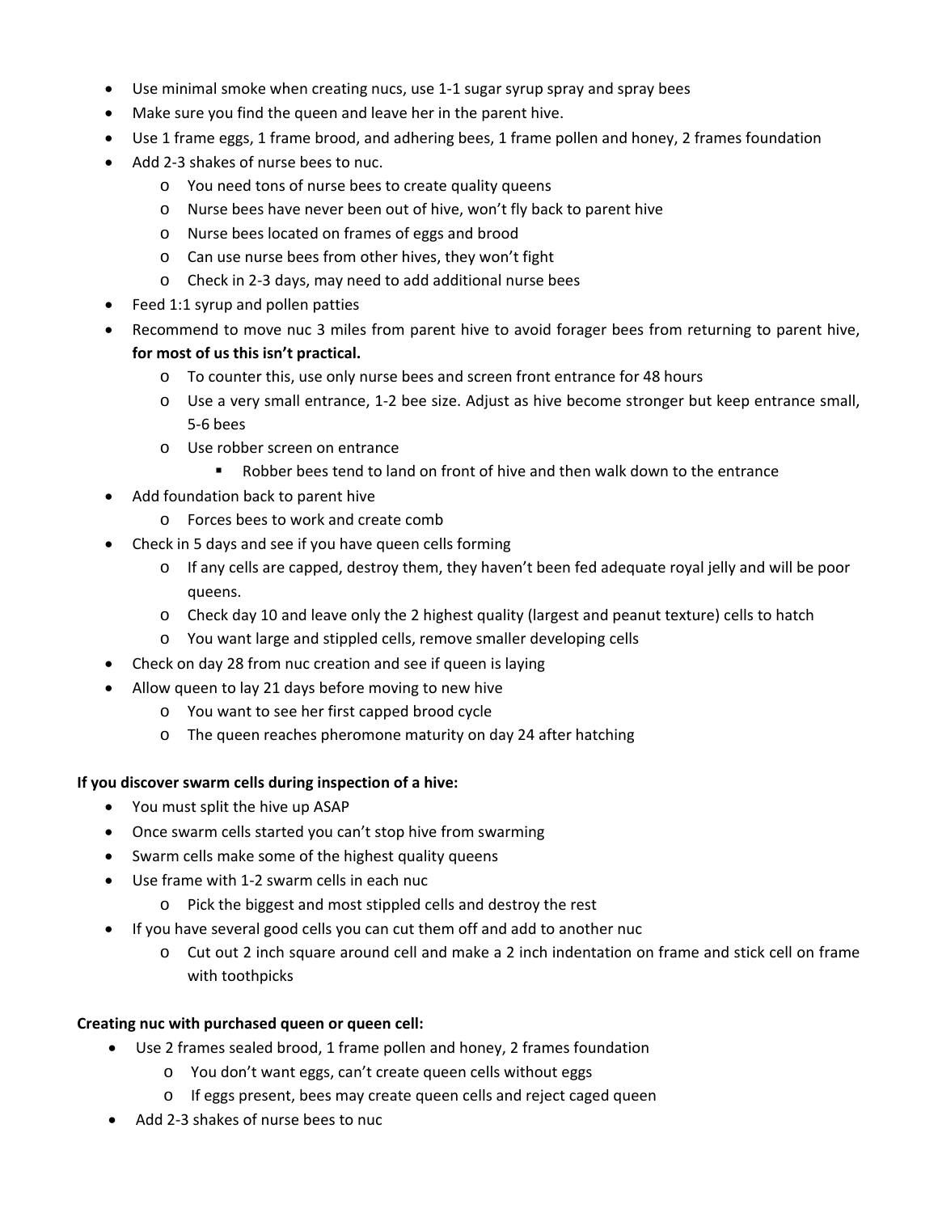- Use minimal smoke when creating nucs, use 1-1 sugar syrup spray and spray bees
- Make sure you find the queen and leave her in the parent hive.
- Use 1 frame eggs, 1 frame brood, and adhering bees, 1 frame pollen and honey, 2 frames foundation
- Add 2-3 shakes of nurse bees to nuc.
    - You need tons of nurse bees to create quality queens
    - Nurse bees have never been out of hive, won't fly back to parent hive
    - Nurse bees located on frames of eggs and brood
    - Can use nurse bees from other hives, they won't fight
    - Check in 2-3 days, may need to add additional nurse bees
- Feed 1:1 syrup and pollen patties
- Recommend to move nuc 3 miles from parent hive to avoid forager bees from returning to parent hive, **for most of us this isn't practical.**
    - To counter this, use only nurse bees and screen front entrance for 48 hours
    - Use a very small entrance, 1-2 bee size. Adjust as hive become stronger but keep entrance small, 5-6 bees
    - Use robber screen on entrance
        - Robber bees tend to land on front of hive and then walk down to the entrance
- Add foundation back to parent hive
    - Forces bees to work and create comb
- Check in 5 days and see if you have queen cells forming
    - If any cells are capped, destroy them, they haven't been fed adequate royal jelly and will be poor queens.
    - Check day 10 and leave only the 2 highest quality (largest and peanut texture) cells to hatch
    - You want large and stippled cells, remove smaller developing cells
- Check on day 28 from nuc creation and see if queen is laying
- Allow queen to lay 21 days before moving to new hive
    - You want to see her first capped brood cycle
    - The queen reaches pheromone maturity on day 24 after hatching

**If you discover swarm cells during inspection of a hive:**

- You must split the hive up ASAP
- Once swarm cells started you can't stop hive from swarming
- Swarm cells make some of the highest quality queens
- Use frame with 1-2 swarm cells in each nuc
    - Pick the biggest and most stippled cells and destroy the rest
- If you have several good cells you can cut them off and add to another nuc
    - Cut out 2 inch square around cell and make a 2 inch indentation on frame and stick cell on frame with toothpicks

**Creating nuc with purchased queen or queen cell:**

- Use 2 frames sealed brood, 1 frame pollen and honey, 2 frames foundation
    - You don't want eggs, can't create queen cells without eggs
    - If eggs present, bees may create queen cells and reject caged queen
- Add 2-3 shakes of nurse bees to nuc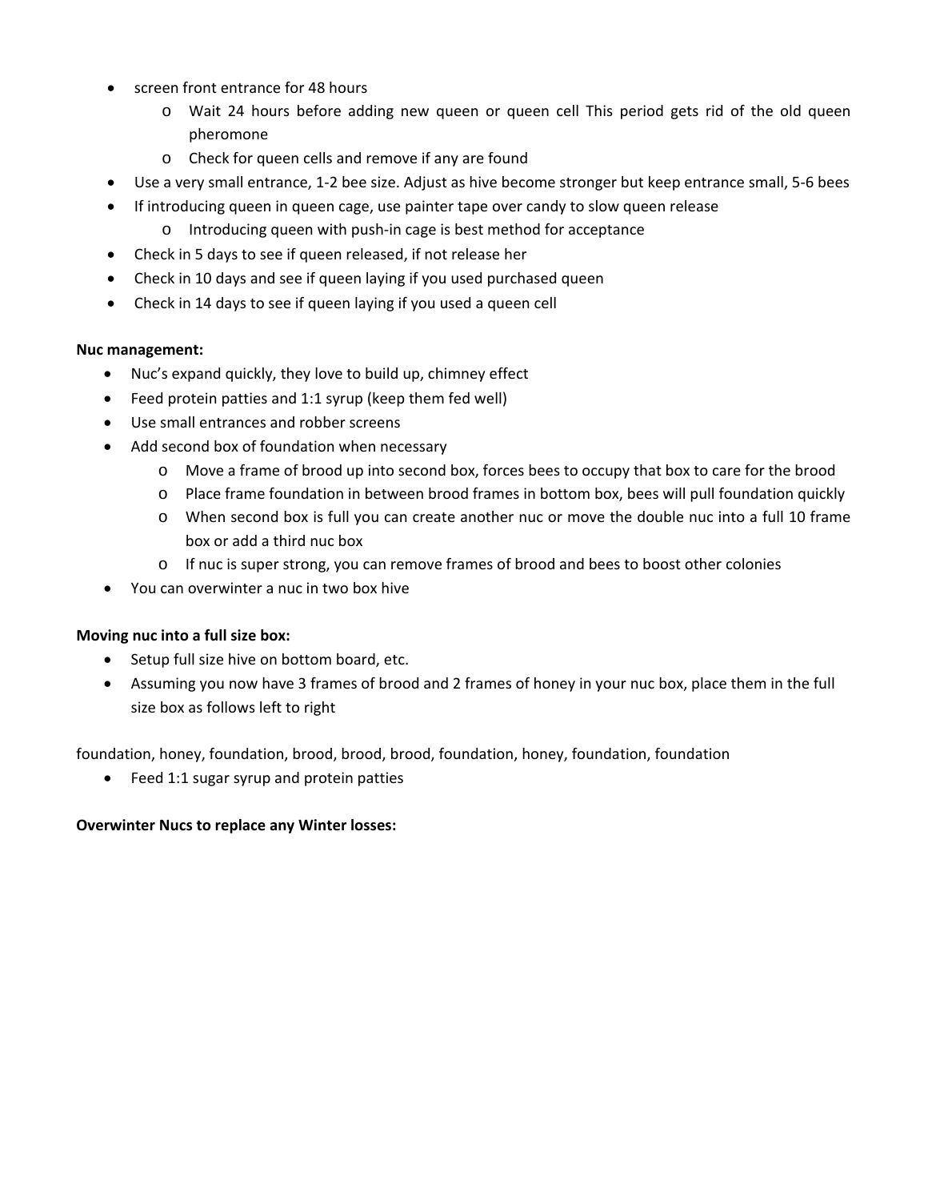- screen front entrance for 48 hours
    - Wait 24 hours before adding new queen or queen cell This period gets rid of the old queen pheromone
    - Check for queen cells and remove if any are found
- Use a very small entrance, 1-2 bee size. Adjust as hive become stronger but keep entrance small, 5-6 bees
- If introducing queen in queen cage, use painter tape over candy to slow queen release
    - Introducing queen with push-in cage is best method for acceptance
- Check in 5 days to see if queen released, if not release her
- Check in 10 days and see if queen laying if you used purchased queen
- Check in 14 days to see if queen laying if you used a queen cell

**Nuc management:**

- Nuc's expand quickly, they love to build up, chimney effect
- Feed protein patties and 1:1 syrup (keep them fed well)
- Use small entrances and robber screens
- Add second box of foundation when necessary
    - Move a frame of brood up into second box, forces bees to occupy that box to care for the brood
    - Place frame foundation in between brood frames in bottom box, bees will pull foundation quickly
    - When second box is full you can create another nuc or move the double nuc into a full 10 frame box or add a third nuc box
    - If nuc is super strong, you can remove frames of brood and bees to boost other colonies
- You can overwinter a nuc in two box hive

**Moving nuc into a full size box:**

- Setup full size hive on bottom board, etc.
- Assuming you now have 3 frames of brood and 2 frames of honey in your nuc box, place them in the full size box as follows left to right

foundation, honey, foundation, brood, brood, brood, foundation, honey, foundation, foundation

- Feed 1:1 sugar syrup and protein patties

**Overwinter Nucs to replace any Winter losses:**